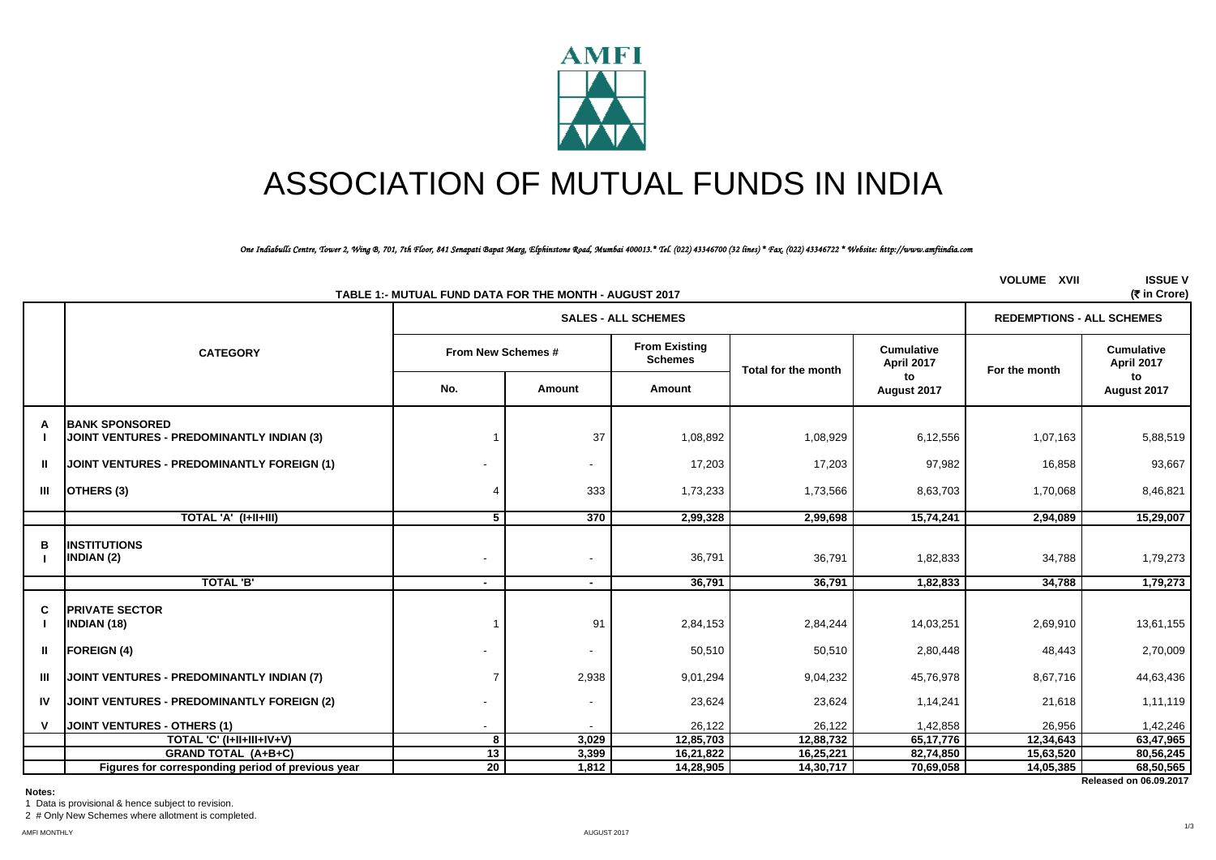# ASSOCIATION OF MUTUAL FUNDS IN INDIA

*One Indiabulls Centre, Tower 2, Wing B, 701, 7th Floor, 841 Senapati Bapat Marg, Elphinstone Road, Mumbai 400013.* Tel. (022) 43346700 (32 lines) * Fax. (022) 43346722 * Website: http://www.amfiindia.com*

VOLUME XVII ISSUE V

**TABLE 1:- MUTUAL FUND DATA FOR THE MONTH - AUGUST 2017**

(₹ in Crore)

| | CATEGORY | SALES - ALL SCHEMES | | | | | REDEMPTIONS - ALL SCHEMES | |
|---|---|---|---|---|---|---|---|---|
| | | From New Schemes # | | From Existing Schemes | Total for the month | Cumulative April 2017 to August 2017 | For the month | Cumulative April 2017 to August 2017 |
| | | No. | Amount | Amount | | | | |
| **A** | **BANK SPONSORED** | | | | | | | |
| I | JOINT VENTURES - PREDOMINANTLY INDIAN (3) | 1 | 37 | 1,08,892 | 1,08,929 | 6,12,556 | 1,07,163 | 5,88,519 |
| II | JOINT VENTURES - PREDOMINANTLY FOREIGN (1) | - | - | 17,203 | 17,203 | 97,982 | 16,858 | 93,667 |
| III | OTHERS (3) | 4 | 333 | 1,73,233 | 1,73,566 | 8,63,703 | 1,70,068 | 8,46,821 |
| | **TOTAL 'A' (I+II+III)** | **5** | **370** | **2,99,328** | **2,99,698** | **15,74,241** | **2,94,089** | **15,29,007** |
| **B** | **INSTITUTIONS** | | | | | | | |
| I | INDIAN (2) | - | - | 36,791 | 36,791 | 1,82,833 | 34,788 | 1,79,273 |
| | **TOTAL 'B'** | **-** | **-** | **36,791** | **36,791** | **1,82,833** | **34,788** | **1,79,273** |
| **C** | **PRIVATE SECTOR** | | | | | | | |
| I | INDIAN (18) | 1 | 91 | 2,84,153 | 2,84,244 | 14,03,251 | 2,69,910 | 13,61,155 |
| II | FOREIGN (4) | - | - | 50,510 | 50,510 | 2,80,448 | 48,443 | 2,70,009 |
| III | JOINT VENTURES - PREDOMINANTLY INDIAN (7) | 7 | 2,938 | 9,01,294 | 9,04,232 | 45,76,978 | 8,67,716 | 44,63,436 |
| IV | JOINT VENTURES - PREDOMINANTLY FOREIGN (2) | - | - | 23,624 | 23,624 | 1,14,241 | 21,618 | 1,11,119 |
| V | JOINT VENTURES - OTHERS (1) | - | - | 26,122 | 26,122 | 1,42,858 | 26,956 | 1,42,246 |
| | **TOTAL 'C' (I+II+III+IV+V)** | **8** | **3,029** | **12,85,703** | **12,88,732** | **65,17,776** | **12,34,643** | **63,47,965** |
| | **GRAND TOTAL (A+B+C)** | **13** | **3,399** | **16,21,822** | **16,25,221** | **82,74,850** | **15,63,520** | **80,56,245** |
| | **Figures for corresponding period of previous year** | **20** | **1,812** | **14,28,905** | **14,30,717** | **70,69,058** | **14,05,385** | **68,50,565** |

**Released on 06.09.2017**

**Notes:**

1 Data is provisional & hence subject to revision.

2 # Only New Schemes where allotment is completed.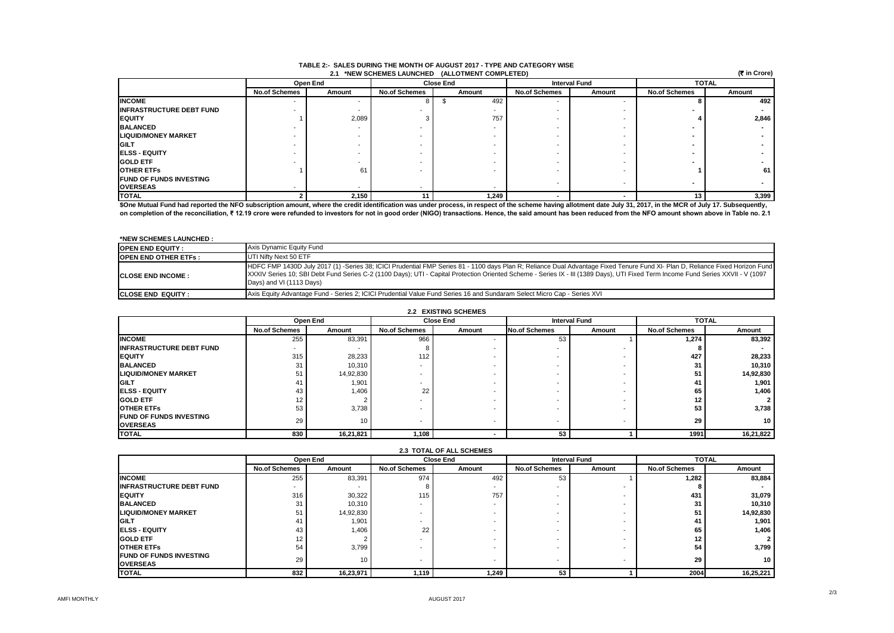## TABLE 2:- SALES DURING THE MONTH OF AUGUST 2017 - TYPE AND CATEGORY WISE

### 2.1 *NEW SCHEMES LAUNCHED (ALLOTMENT COMPLETED)

(₹ in Crore)

| | Open End | | Close End | | Interval Fund | | TOTAL | |
|---|---|---|---|---|---|---|---|---|
| | No.of Schemes | Amount | No.of Schemes | Amount | No.of Schemes | Amount | No.of Schemes | Amount |
| **INCOME** | - | - | 8 | $ 492 | - | - | 8 | 492 |
| **INFRASTRUCTURE DEBT FUND** | - | - | - | - | - | - | - | - |
| **EQUITY** | 1 | 2,089 | 3 | 757 | - | - | 4 | 2,846 |
| **BALANCED** | - | - | - | - | - | - | - | - |
| **LIQUID/MONEY MARKET** | - | - | - | - | - | - | - | - |
| **GILT** | - | - | - | - | - | - | - | - |
| **ELSS - EQUITY** | - | - | - | - | - | - | - | - |
| **GOLD ETF** | - | - | - | - | - | - | - | - |
| **OTHER ETFs** | 1 | 61 | - | - | - | - | 1 | 61 |
| **FUND OF FUNDS INVESTING OVERSEAS** | - | - | - | - | - | - | - | - |
| **TOTAL** | 2 | 2,150 | 11 | 1,249 | - | - | 13 | 3,399 |

**$One Mutual Fund had reported the NFO subscription amount, where the credit identification was under process, in respect of the scheme having allotment date July 31, 2017, in the MCR of July 17. Subsequently, on completion of the reconciliation, ₹ 12.19 crore were refunded to investors for not in good order (NIGO) transactions. Hence, the said amount has been reduced from the NFO amount shown above in Table no. 2.1**

**\*NEW SCHEMES LAUNCHED :**

| | |
|---|---|
| **OPEN END EQUITY :** | Axis Dynamic Equity Fund |
| **OPEN END OTHER ETFs :** | UTI Nifty Next 50 ETF |
| **CLOSE END INCOME :** | HDFC FMP 1430D July 2017 (1) -Series 38; ICICI Prudential FMP Series 81 - 1100 days Plan R; Reliance Dual Advantage Fixed Tenure Fund XI- Plan D, Reliance Fixed Horizon Fund XXXIV Series 10; SBI Debt Fund Series C-2 (1100 Days); UTI - Capital Protection Oriented Scheme - Series IX - III (1389 Days), UTI Fixed Term Income Fund Series XXVII - V (1097 Days) and VI (1113 Days) |
| **CLOSE END EQUITY :** | Axis Equity Advantage Fund - Series 2; ICICI Prudential Value Fund Series 16 and Sundaram Select Micro Cap - Series XVI |

### 2.2 EXISTING SCHEMES

| | Open End | | Close End | | Interval Fund | | TOTAL | |
|---|---|---|---|---|---|---|---|---|
| | No.of Schemes | Amount | No.of Schemes | Amount | No.of Schemes | Amount | No.of Schemes | Amount |
| **INCOME** | 255 | 83,391 | 966 | - | 53 | 1 | 1,274 | 83,392 |
| **INFRASTRUCTURE DEBT FUND** | - | - | 8 | - | - | - | 8 | - |
| **EQUITY** | 315 | 28,233 | 112 | - | - | - | 427 | 28,233 |
| **BALANCED** | 31 | 10,310 | - | - | - | - | 31 | 10,310 |
| **LIQUID/MONEY MARKET** | 51 | 14,92,830 | - | - | - | - | 51 | 14,92,830 |
| **GILT** | 41 | 1,901 | - | - | - | - | 41 | 1,901 |
| **ELSS - EQUITY** | 43 | 1,406 | 22 | - | - | - | 65 | 1,406 |
| **GOLD ETF** | 12 | 2 | - | - | - | - | 12 | 2 |
| **OTHER ETFs** | 53 | 3,738 | - | - | - | - | 53 | 3,738 |
| **FUND OF FUNDS INVESTING OVERSEAS** | 29 | 10 | - | - | - | - | 29 | 10 |
| **TOTAL** | 830 | 16,21,821 | 1,108 | - | 53 | 1 | 1991 | 16,21,822 |

### 2.3 TOTAL OF ALL SCHEMES

| | Open End | | Close End | | Interval Fund | | TOTAL | |
|---|---|---|---|---|---|---|---|---|
| | No.of Schemes | Amount | No.of Schemes | Amount | No.of Schemes | Amount | No.of Schemes | Amount |
| **INCOME** | 255 | 83,391 | 974 | 492 | 53 | 1 | 1,282 | 83,884 |
| **INFRASTRUCTURE DEBT FUND** | - | - | 8 | - | - | - | 8 | - |
| **EQUITY** | 316 | 30,322 | 115 | 757 | - | - | 431 | 31,079 |
| **BALANCED** | 31 | 10,310 | - | - | - | - | 31 | 10,310 |
| **LIQUID/MONEY MARKET** | 51 | 14,92,830 | - | - | - | - | 51 | 14,92,830 |
| **GILT** | 41 | 1,901 | - | - | - | - | 41 | 1,901 |
| **ELSS - EQUITY** | 43 | 1,406 | 22 | - | - | - | 65 | 1,406 |
| **GOLD ETF** | 12 | 2 | - | - | - | - | 12 | 2 |
| **OTHER ETFs** | 54 | 3,799 | - | - | - | - | 54 | 3,799 |
| **FUND OF FUNDS INVESTING OVERSEAS** | 29 | 10 | - | - | - | - | 29 | 10 |
| **TOTAL** | 832 | 16,23,971 | 1,119 | 1,249 | 53 | 1 | 2004 | 16,25,221 |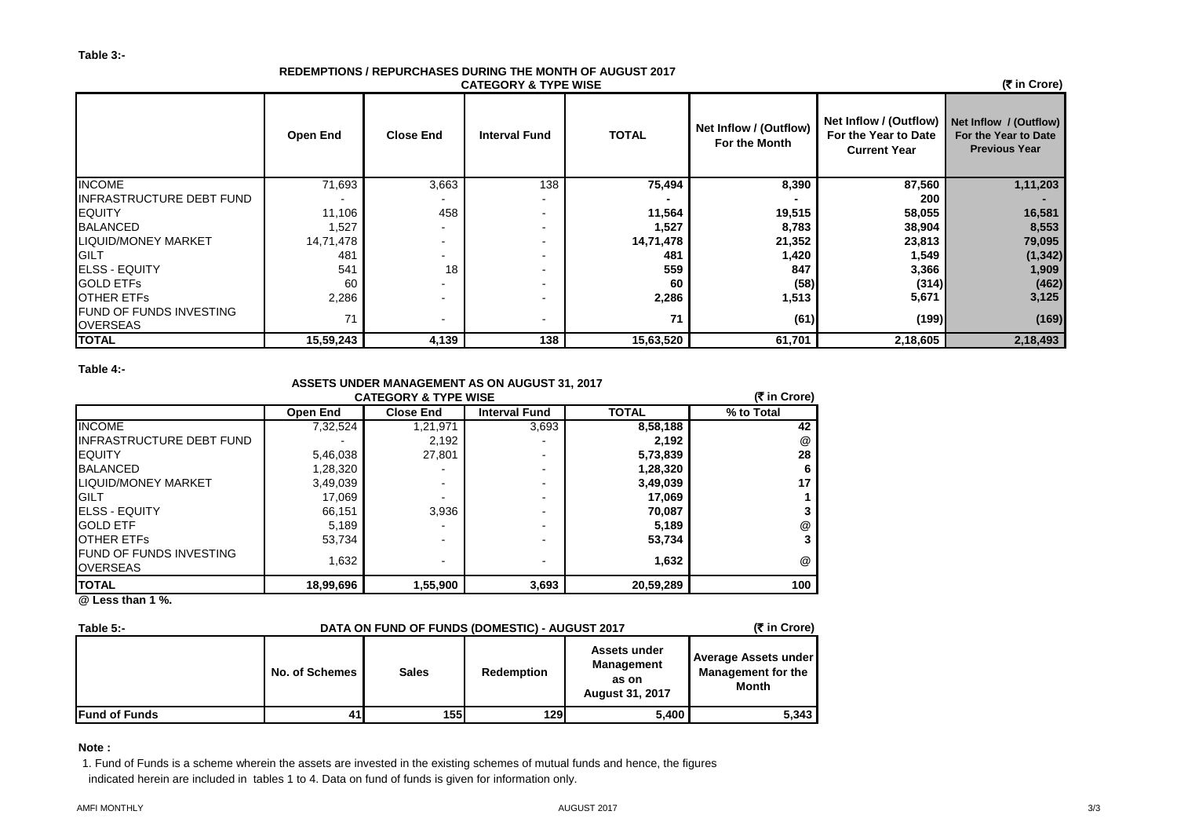**Table 3:-**

### REDEMPTIONS / REPURCHASES DURING THE MONTH OF AUGUST 2017
### CATEGORY & TYPE WISE

(₹ in Crore)

| | Open End | Close End | Interval Fund | TOTAL | Net Inflow / (Outflow) For the Month | Net Inflow / (Outflow) For the Year to Date Current Year | Net Inflow / (Outflow) For the Year to Date Previous Year |
|---|---|---|---|---|---|---|---|
| INCOME | 71,693 | 3,663 | 138 | **75,494** | **8,390** | **87,560** | **1,11,203** |
| INFRASTRUCTURE DEBT FUND | - | - | - | **-** | **-** | **200** | **-** |
| EQUITY | 11,106 | 458 | - | **11,564** | **19,515** | **58,055** | **16,581** |
| BALANCED | 1,527 | - | - | **1,527** | **8,783** | **38,904** | **8,553** |
| LIQUID/MONEY MARKET | 14,71,478 | - | - | **14,71,478** | **21,352** | **23,813** | **79,095** |
| GILT | 481 | - | - | **481** | **1,420** | **1,549** | **(1,342)** |
| ELSS - EQUITY | 541 | 18 | - | **559** | **847** | **3,366** | **1,909** |
| GOLD ETFs | 60 | - | - | **60** | **(58)** | **(314)** | **(462)** |
| OTHER ETFs | 2,286 | - | - | **2,286** | **1,513** | **5,671** | **3,125** |
| FUND OF FUNDS INVESTING OVERSEAS | 71 | - | - | **71** | **(61)** | **(199)** | **(169)** |
| **TOTAL** | **15,59,243** | **4,139** | **138** | **15,63,520** | **61,701** | **2,18,605** | **2,18,493** |

**Table 4:-**

### ASSETS UNDER MANAGEMENT AS ON AUGUST 31, 2017
### CATEGORY & TYPE WISE

(₹ in Crore)

| | Open End | Close End | Interval Fund | TOTAL | % to Total |
|---|---|---|---|---|---|
| INCOME | 7,32,524 | 1,21,971 | 3,693 | **8,58,188** | **42** |
| INFRASTRUCTURE DEBT FUND | - | 2,192 | - | **2,192** | @ |
| EQUITY | 5,46,038 | 27,801 | - | **5,73,839** | **28** |
| BALANCED | 1,28,320 | - | - | **1,28,320** | **6** |
| LIQUID/MONEY MARKET | 3,49,039 | - | - | **3,49,039** | **17** |
| GILT | 17,069 | - | - | **17,069** | **1** |
| ELSS - EQUITY | 66,151 | 3,936 | - | **70,087** | **3** |
| GOLD ETF | 5,189 | - | - | **5,189** | @ |
| OTHER ETFs | 53,734 | - | - | **53,734** | **3** |
| FUND OF FUNDS INVESTING OVERSEAS | 1,632 | - | - | **1,632** | @ |
| **TOTAL** | **18,99,696** | **1,55,900** | **3,693** | **20,59,289** | **100** |

**@ Less than 1 %.**

**Table 5:-**

### DATA ON FUND OF FUNDS (DOMESTIC) - AUGUST 2017

(₹ in Crore)

| | No. of Schemes | Sales | Redemption | Assets under Management as on August 31, 2017 | Average Assets under Management for the Month |
|---|---|---|---|---|---|
| **Fund of Funds** | **41** | **155** | **129** | **5,400** | **5,343** |

**Note :**

1. Fund of Funds is a scheme wherein the assets are invested in the existing schemes of mutual funds and hence, the figures indicated herein are included in tables 1 to 4. Data on fund of funds is given for information only.